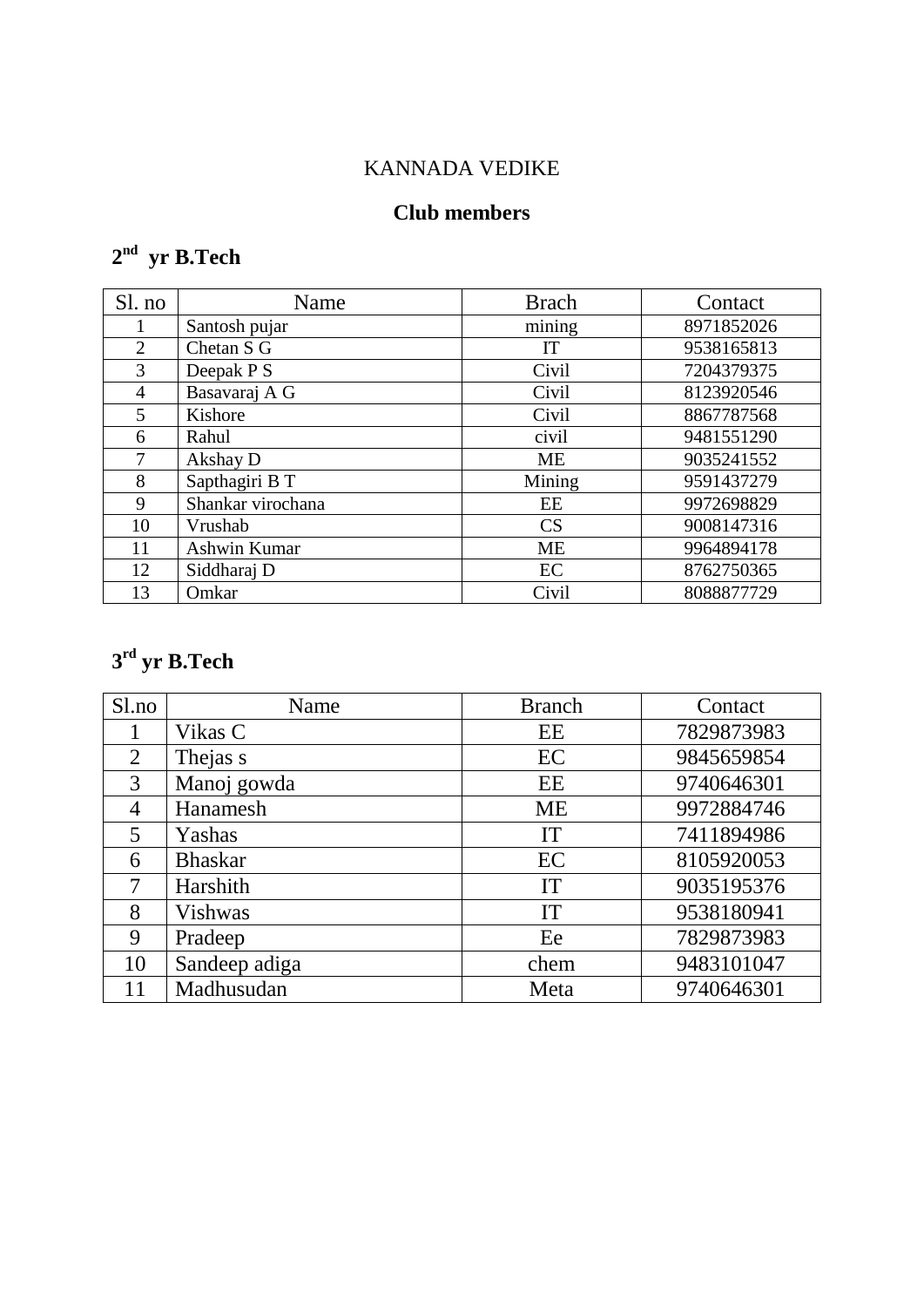KANNADA VEDIKE

**Club members**

**2nd yr B.Tech**

| Sl. no | Name | Brach | Contact |
|---|---|---|---|
| 1 | Santosh pujar | mining | 8971852026 |
| 2 | Chetan S G | IT | 9538165813 |
| 3 | Deepak P S | Civil | 7204379375 |
| 4 | Basavaraj A G | Civil | 8123920546 |
| 5 | Kishore | Civil | 8867787568 |
| 6 | Rahul | civil | 9481551290 |
| 7 | Akshay D | ME | 9035241552 |
| 8 | Sapthagiri B T | Mining | 9591437279 |
| 9 | Shankar virochana | EE | 9972698829 |
| 10 | Vrushab | CS | 9008147316 |
| 11 | Ashwin Kumar | ME | 9964894178 |
| 12 | Siddharaj D | EC | 8762750365 |
| 13 | Omkar | Civil | 8088877729 |

**3rd yr B.Tech**

| Sl.no | Name | Branch | Contact |
|---|---|---|---|
| 1 | Vikas C | EE | 7829873983 |
| 2 | Thejas s | EC | 9845659854 |
| 3 | Manoj gowda | EE | 9740646301 |
| 4 | Hanamesh | ME | 9972884746 |
| 5 | Yashas | IT | 7411894986 |
| 6 | Bhaskar | EC | 8105920053 |
| 7 | Harshith | IT | 9035195376 |
| 8 | Vishwas | IT | 9538180941 |
| 9 | Pradeep | Ee | 7829873983 |
| 10 | Sandeep adiga | chem | 9483101047 |
| 11 | Madhusudan | Meta | 9740646301 |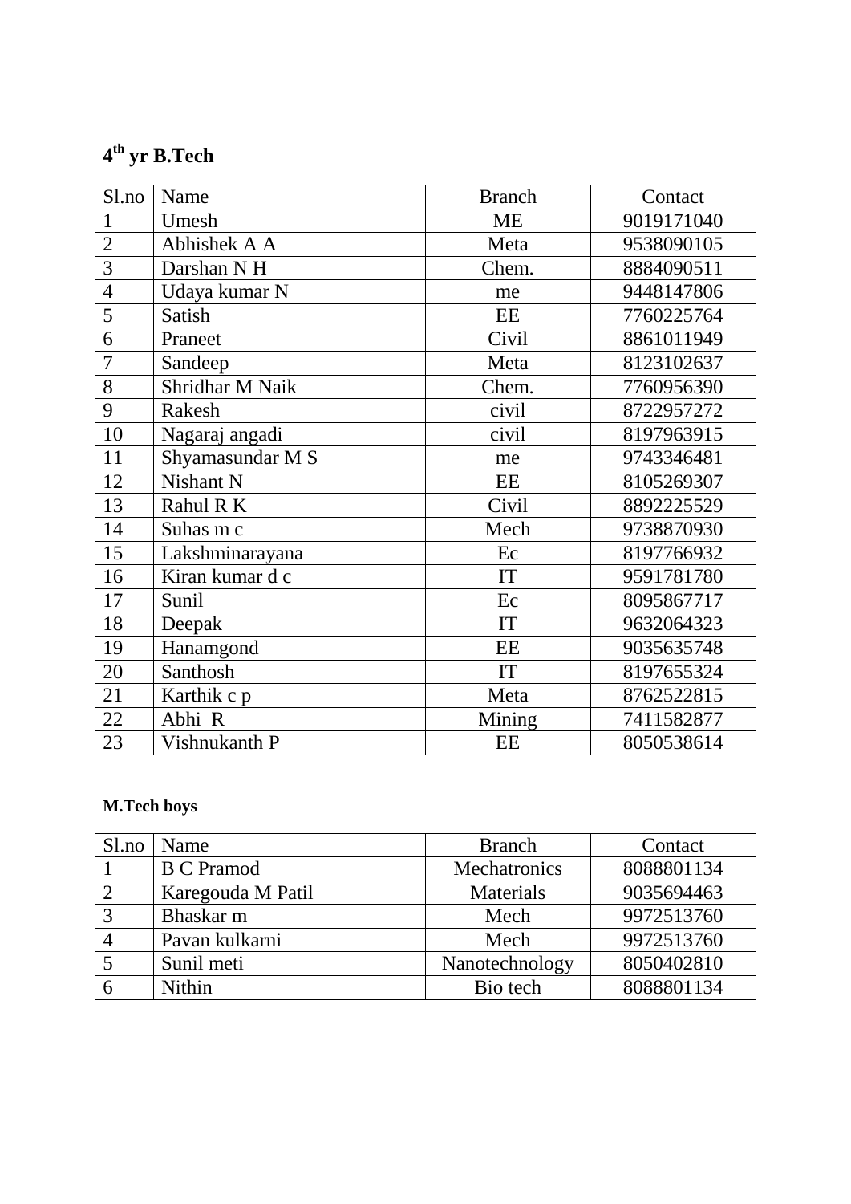**4$^{th}$ yr B.Tech**

| Sl.no | Name | Branch | Contact |
|---|---|---|---|
| 1 | Umesh | ME | 9019171040 |
| 2 | Abhishek A A | Meta | 9538090105 |
| 3 | Darshan N H | Chem. | 8884090511 |
| 4 | Udaya kumar N | me | 9448147806 |
| 5 | Satish | EE | 7760225764 |
| 6 | Praneet | Civil | 8861011949 |
| 7 | Sandeep | Meta | 8123102637 |
| 8 | Shridhar M Naik | Chem. | 7760956390 |
| 9 | Rakesh | civil | 8722957272 |
| 10 | Nagaraj angadi | civil | 8197963915 |
| 11 | Shyamasundar M S | me | 9743346481 |
| 12 | Nishant N | EE | 8105269307 |
| 13 | Rahul R K | Civil | 8892225529 |
| 14 | Suhas m c | Mech | 9738870930 |
| 15 | Lakshminarayana | Ec | 8197766932 |
| 16 | Kiran kumar d c | IT | 9591781780 |
| 17 | Sunil | Ec | 8095867717 |
| 18 | Deepak | IT | 9632064323 |
| 19 | Hanamgond | EE | 9035635748 |
| 20 | Santhosh | IT | 8197655324 |
| 21 | Karthik c p | Meta | 8762522815 |
| 22 | Abhi R | Mining | 7411582877 |
| 23 | Vishnukanth P | EE | 8050538614 |

**M.Tech boys**

| Sl.no | Name | Branch | Contact |
|---|---|---|---|
| 1 | B C Pramod | Mechatronics | 8088801134 |
| 2 | Karegouda M Patil | Materials | 9035694463 |
| 3 | Bhaskar m | Mech | 9972513760 |
| 4 | Pavan kulkarni | Mech | 9972513760 |
| 5 | Sunil meti | Nanotechnology | 8050402810 |
| 6 | Nithin | Bio tech | 8088801134 |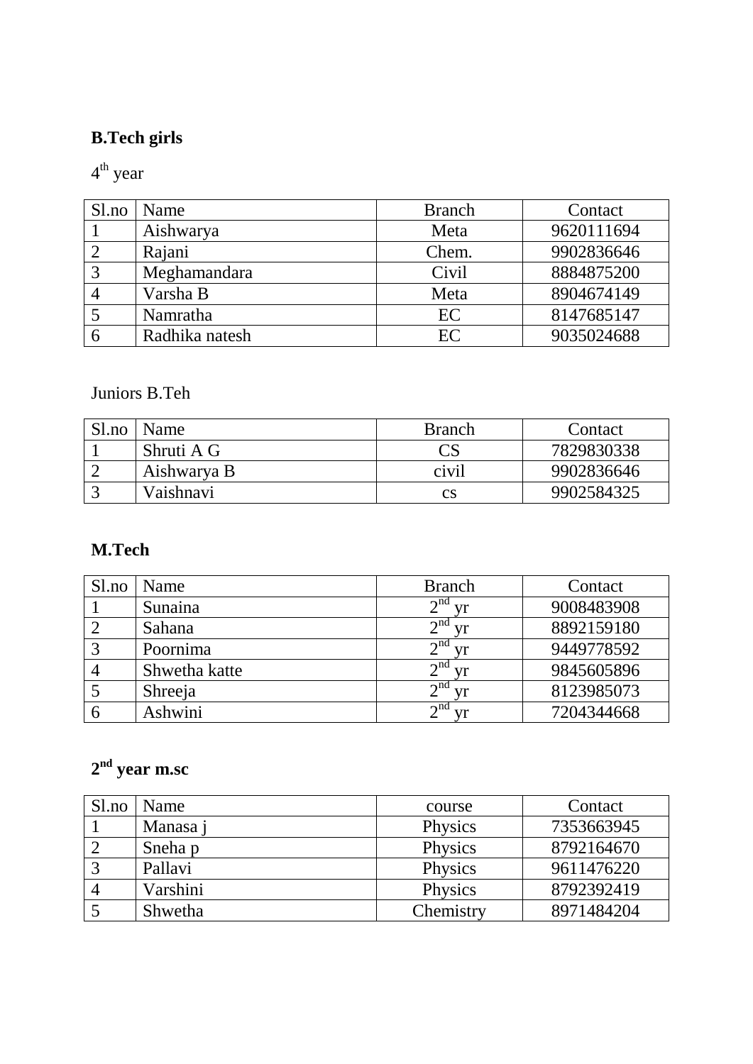**B.Tech girls**

$4^{th}$ year

| Sl.no | Name | Branch | Contact |
|---|---|---|---|
| 1 | Aishwarya | Meta | 9620111694 |
| 2 | Rajani | Chem. | 9902836646 |
| 3 | Meghamandara | Civil | 8884875200 |
| 4 | Varsha B | Meta | 8904674149 |
| 5 | Namratha | EC | 8147685147 |
| 6 | Radhika natesh | EC | 9035024688 |

Juniors B.Teh

| Sl.no | Name | Branch | Contact |
|---|---|---|---|
| 1 | Shruti A G | CS | 7829830338 |
| 2 | Aishwarya B | civil | 9902836646 |
| 3 | Vaishnavi | cs | 9902584325 |

**M.Tech**

| Sl.no | Name | Branch | Contact |
|---|---|---|---|
| 1 | Sunaina | $2^{nd}$ yr | 9008483908 |
| 2 | Sahana | $2^{nd}$ yr | 8892159180 |
| 3 | Poornima | $2^{nd}$ yr | 9449778592 |
| 4 | Shwetha katte | $2^{nd}$ yr | 9845605896 |
| 5 | Shreeja | $2^{nd}$ yr | 8123985073 |
| 6 | Ashwini | $2^{nd}$ yr | 7204344668 |

**$2^{nd}$ year m.sc**

| Sl.no | Name | course | Contact |
|---|---|---|---|
| 1 | Manasa j | Physics | 7353663945 |
| 2 | Sneha p | Physics | 8792164670 |
| 3 | Pallavi | Physics | 9611476220 |
| 4 | Varshini | Physics | 8792392419 |
| 5 | Shwetha | Chemistry | 8971484204 |